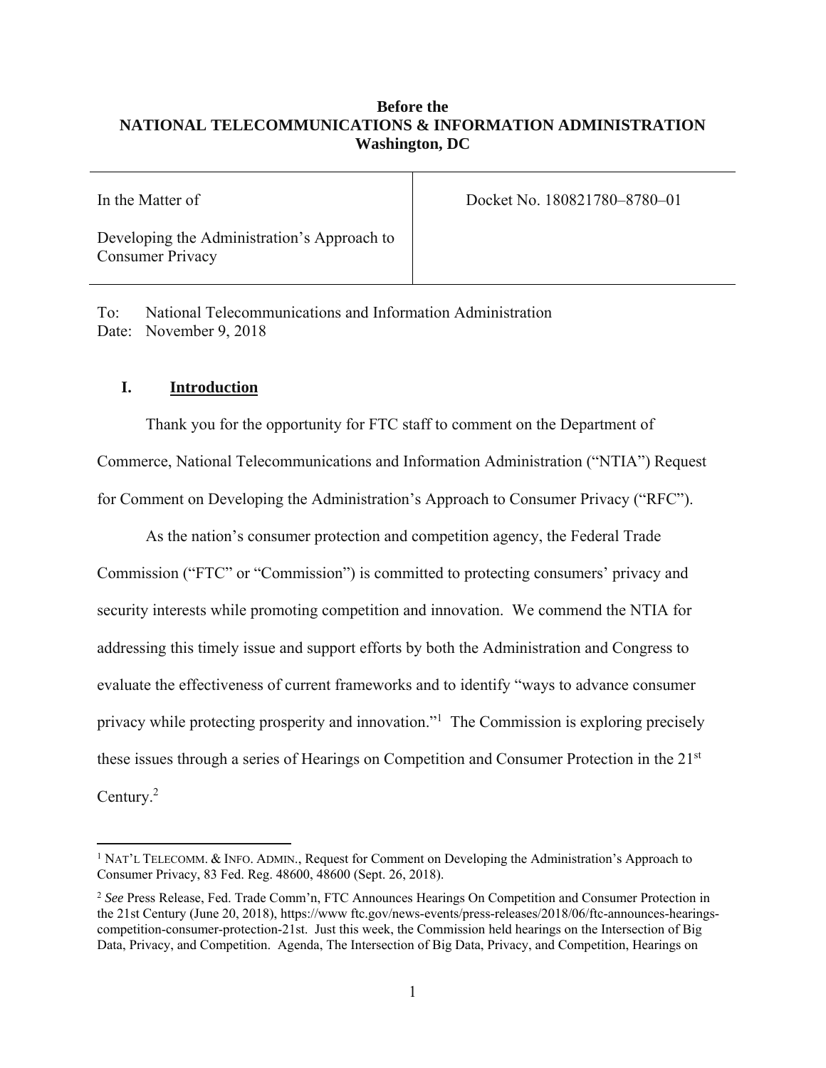**Before the**
**NATIONAL TELECOMMUNICATIONS & INFORMATION ADMINISTRATION**
**Washington, DC**

| In the Matter of<br><br>Developing the Administration's Approach to Consumer Privacy | Docket No. 180821780–8780–01 |
|---|---|

To: National Telecommunications and Information Administration
Date: November 9, 2018

## I. Introduction

Thank you for the opportunity for FTC staff to comment on the Department of Commerce, National Telecommunications and Information Administration ("NTIA") Request for Comment on Developing the Administration's Approach to Consumer Privacy ("RFC").

As the nation's consumer protection and competition agency, the Federal Trade Commission ("FTC" or "Commission") is committed to protecting consumers' privacy and security interests while promoting competition and innovation. We commend the NTIA for addressing this timely issue and support efforts by both the Administration and Congress to evaluate the effectiveness of current frameworks and to identify "ways to advance consumer privacy while protecting prosperity and innovation."[1] The Commission is exploring precisely these issues through a series of Hearings on Competition and Consumer Protection in the 21st Century.[2]

---

[1] NAT'L TELECOMM. & INFO. ADMIN., Request for Comment on Developing the Administration's Approach to Consumer Privacy, 83 Fed. Reg. 48600, 48600 (Sept. 26, 2018).

[2] *See* Press Release, Fed. Trade Comm'n, FTC Announces Hearings On Competition and Consumer Protection in the 21st Century (June 20, 2018), https://www ftc.gov/news-events/press-releases/2018/06/ftc-announces-hearings-competition-consumer-protection-21st. Just this week, the Commission held hearings on the Intersection of Big Data, Privacy, and Competition. Agenda, The Intersection of Big Data, Privacy, and Competition, Hearings on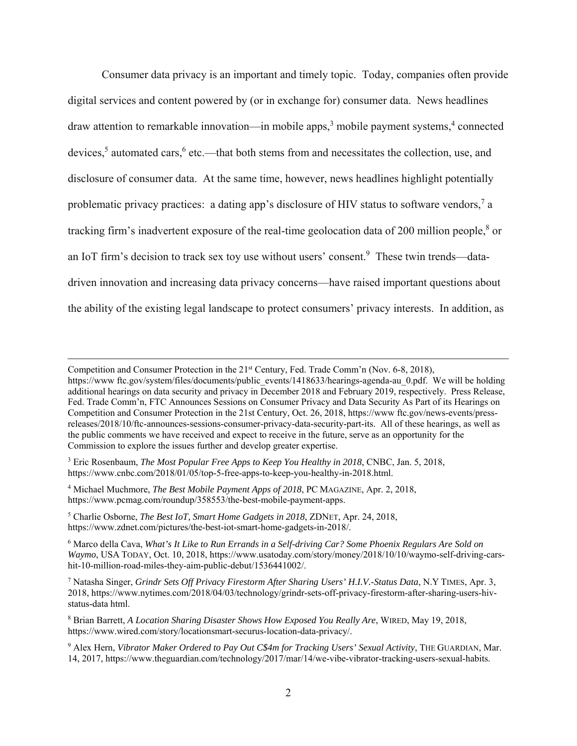Consumer data privacy is an important and timely topic. Today, companies often provide digital services and content powered by (or in exchange for) consumer data. News headlines draw attention to remarkable innovation—in mobile apps,[3] mobile payment systems,[4] connected devices,[5] automated cars,[6] etc.—that both stems from and necessitates the collection, use, and disclosure of consumer data. At the same time, however, news headlines highlight potentially problematic privacy practices: a dating app's disclosure of HIV status to software vendors,[7] a tracking firm's inadvertent exposure of the real-time geolocation data of 200 million people,[8] or an IoT firm's decision to track sex toy use without users' consent.[9] These twin trends—data-driven innovation and increasing data privacy concerns—have raised important questions about the ability of the existing legal landscape to protect consumers' privacy interests. In addition, as

---

Competition and Consumer Protection in the 21st Century, Fed. Trade Comm'n (Nov. 6-8, 2018), https://www ftc.gov/system/files/documents/public_events/1418633/hearings-agenda-au_0.pdf. We will be holding additional hearings on data security and privacy in December 2018 and February 2019, respectively. Press Release, Fed. Trade Comm'n, FTC Announces Sessions on Consumer Privacy and Data Security As Part of its Hearings on Competition and Consumer Protection in the 21st Century, Oct. 26, 2018, https://www ftc.gov/news-events/press-releases/2018/10/ftc-announces-sessions-consumer-privacy-data-security-part-its. All of these hearings, as well as the public comments we have received and expect to receive in the future, serve as an opportunity for the Commission to explore the issues further and develop greater expertise.

[3] Eric Rosenbaum, *The Most Popular Free Apps to Keep You Healthy in 2018*, CNBC, Jan. 5, 2018, https://www.cnbc.com/2018/01/05/top-5-free-apps-to-keep-you-healthy-in-2018.html.

[4] Michael Muchmore, *The Best Mobile Payment Apps of 2018*, PC MAGAZINE, Apr. 2, 2018, https://www.pcmag.com/roundup/358553/the-best-mobile-payment-apps.

[5] Charlie Osborne, *The Best IoT, Smart Home Gadgets in 2018*, ZDNET, Apr. 24, 2018, https://www.zdnet.com/pictures/the-best-iot-smart-home-gadgets-in-2018/.

[6] Marco della Cava, *What's It Like to Run Errands in a Self-driving Car? Some Phoenix Regulars Are Sold on Waymo*, USA TODAY, Oct. 10, 2018, https://www.usatoday.com/story/money/2018/10/10/waymo-self-driving-cars-hit-10-million-road-miles-they-aim-public-debut/1536441002/.

[7] Natasha Singer, *Grindr Sets Off Privacy Firestorm After Sharing Users' H.I.V.-Status Data*, N.Y TIMES, Apr. 3, 2018, https://www.nytimes.com/2018/04/03/technology/grindr-sets-off-privacy-firestorm-after-sharing-users-hiv-status-data html.

[8] Brian Barrett, *A Location Sharing Disaster Shows How Exposed You Really Are*, WIRED, May 19, 2018, https://www.wired.com/story/locationsmart-securus-location-data-privacy/.

[9] Alex Hern, *Vibrator Maker Ordered to Pay Out C$4m for Tracking Users' Sexual Activity*, THE GUARDIAN, Mar. 14, 2017, https://www.theguardian.com/technology/2017/mar/14/we-vibe-vibrator-tracking-users-sexual-habits.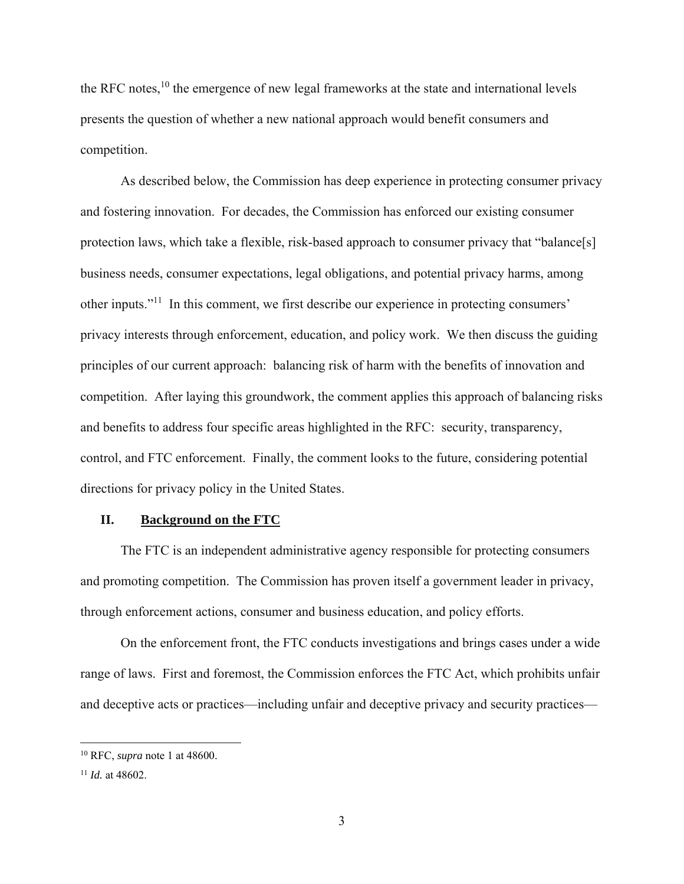the RFC notes,[10] the emergence of new legal frameworks at the state and international levels presents the question of whether a new national approach would benefit consumers and competition.

As described below, the Commission has deep experience in protecting consumer privacy and fostering innovation. For decades, the Commission has enforced our existing consumer protection laws, which take a flexible, risk-based approach to consumer privacy that "balance[s] business needs, consumer expectations, legal obligations, and potential privacy harms, among other inputs."[11] In this comment, we first describe our experience in protecting consumers' privacy interests through enforcement, education, and policy work. We then discuss the guiding principles of our current approach: balancing risk of harm with the benefits of innovation and competition. After laying this groundwork, the comment applies this approach of balancing risks and benefits to address four specific areas highlighted in the RFC: security, transparency, control, and FTC enforcement. Finally, the comment looks to the future, considering potential directions for privacy policy in the United States.

## II. <u>Background on the FTC</u>

The FTC is an independent administrative agency responsible for protecting consumers and promoting competition. The Commission has proven itself a government leader in privacy, through enforcement actions, consumer and business education, and policy efforts.

On the enforcement front, the FTC conducts investigations and brings cases under a wide range of laws. First and foremost, the Commission enforces the FTC Act, which prohibits unfair and deceptive acts or practices—including unfair and deceptive privacy and security practices—

---

[10] RFC, *supra* note 1 at 48600.

[11] *Id.* at 48602.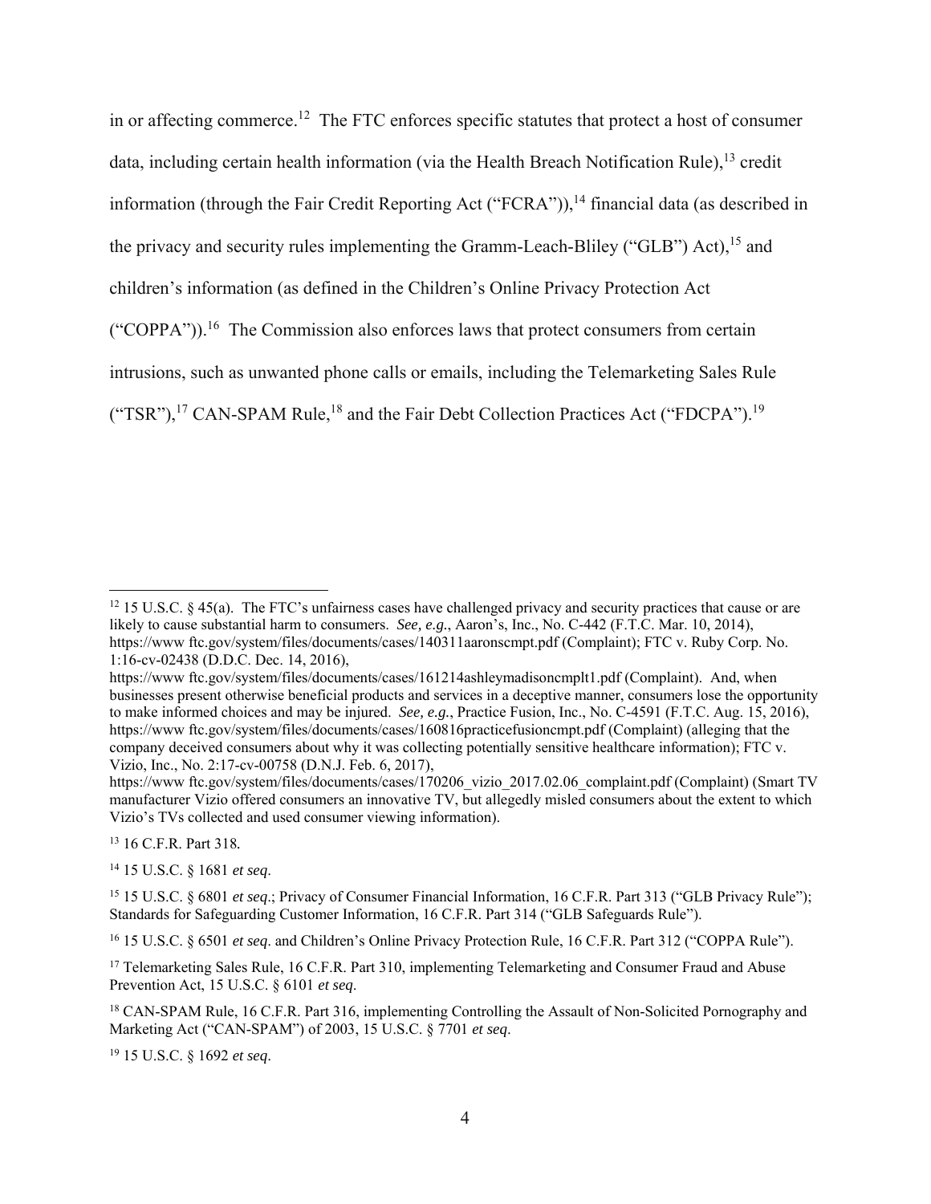in or affecting commerce.[12] The FTC enforces specific statutes that protect a host of consumer data, including certain health information (via the Health Breach Notification Rule),[13] credit information (through the Fair Credit Reporting Act ("FCRA")),[14] financial data (as described in the privacy and security rules implementing the Gramm-Leach-Bliley ("GLB") Act),[15] and children's information (as defined in the Children's Online Privacy Protection Act ("COPPA")).[16] The Commission also enforces laws that protect consumers from certain intrusions, such as unwanted phone calls or emails, including the Telemarketing Sales Rule ("TSR"),[17] CAN-SPAM Rule,[18] and the Fair Debt Collection Practices Act ("FDCPA").[19]

---

[12] 15 U.S.C. § 45(a). The FTC's unfairness cases have challenged privacy and security practices that cause or are likely to cause substantial harm to consumers. *See, e.g.*, Aaron's, Inc., No. C-442 (F.T.C. Mar. 10, 2014), https://www ftc.gov/system/files/documents/cases/140311aaronscmpt.pdf (Complaint); FTC v. Ruby Corp. No. 1:16-cv-02438 (D.D.C. Dec. 14, 2016), https://www ftc.gov/system/files/documents/cases/161214ashleymadisoncmplt1.pdf (Complaint). And, when businesses present otherwise beneficial products and services in a deceptive manner, consumers lose the opportunity to make informed choices and may be injured. *See, e.g.*, Practice Fusion, Inc., No. C-4591 (F.T.C. Aug. 15, 2016), https://www ftc.gov/system/files/documents/cases/160816practicefusioncmpt.pdf (Complaint) (alleging that the company deceived consumers about why it was collecting potentially sensitive healthcare information); FTC v. Vizio, Inc., No. 2:17-cv-00758 (D.N.J. Feb. 6, 2017), https://www ftc.gov/system/files/documents/cases/170206_vizio_2017.02.06_complaint.pdf (Complaint) (Smart TV manufacturer Vizio offered consumers an innovative TV, but allegedly misled consumers about the extent to which Vizio's TVs collected and used consumer viewing information).

[13] 16 C.F.R. Part 318.

[14] 15 U.S.C. § 1681 *et seq*.

[15] 15 U.S.C. § 6801 *et seq*.; Privacy of Consumer Financial Information, 16 C.F.R. Part 313 ("GLB Privacy Rule"); Standards for Safeguarding Customer Information, 16 C.F.R. Part 314 ("GLB Safeguards Rule").

[16] 15 U.S.C. § 6501 *et seq*. and Children's Online Privacy Protection Rule, 16 C.F.R. Part 312 ("COPPA Rule").

[17] Telemarketing Sales Rule, 16 C.F.R. Part 310, implementing Telemarketing and Consumer Fraud and Abuse Prevention Act, 15 U.S.C. § 6101 *et seq*.

[18] CAN-SPAM Rule, 16 C.F.R. Part 316, implementing Controlling the Assault of Non-Solicited Pornography and Marketing Act ("CAN-SPAM") of 2003, 15 U.S.C. § 7701 *et seq*.

[19] 15 U.S.C. § 1692 *et seq*.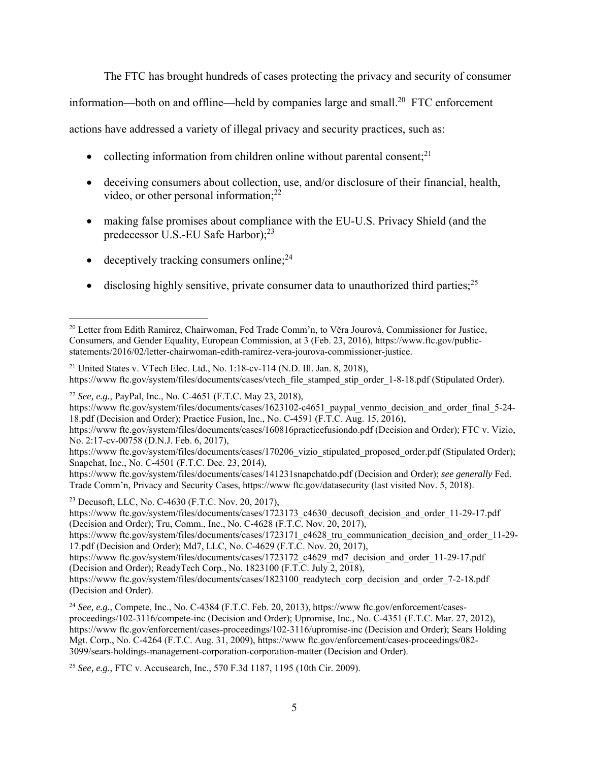The FTC has brought hundreds of cases protecting the privacy and security of consumer information—both on and offline—held by companies large and small.[20] FTC enforcement actions have addressed a variety of illegal privacy and security practices, such as:

- collecting information from children online without parental consent;[21]
- deceiving consumers about collection, use, and/or disclosure of their financial, health, video, or other personal information;[22]
- making false promises about compliance with the EU-U.S. Privacy Shield (and the predecessor U.S.-EU Safe Harbor);[23]
- deceptively tracking consumers online;[24]
- disclosing highly sensitive, private consumer data to unauthorized third parties;[25]

---

[20] Letter from Edith Ramirez, Chairwoman, Fed Trade Comm'n, to Věra Jourová, Commissioner for Justice, Consumers, and Gender Equality, European Commission, at 3 (Feb. 23, 2016), https://www.ftc.gov/public-statements/2016/02/letter-chairwoman-edith-ramirez-vera-jourova-commissioner-justice.

[21] United States v. VTech Elec. Ltd., No. 1:18-cv-114 (N.D. Ill. Jan. 8, 2018), https://www ftc.gov/system/files/documents/cases/vtech_file_stamped_stip_order_1-8-18.pdf (Stipulated Order).

[22] *See, e.g.*, PayPal, Inc., No. C-4651 (F.T.C. May 23, 2018), https://www ftc.gov/system/files/documents/cases/1623102-c4651_paypal_venmo_decision_and_order_final_5-24-18.pdf (Decision and Order); Practice Fusion, Inc., No. C-4591 (F.T.C. Aug. 15, 2016), https://www ftc.gov/system/files/documents/cases/160816practicefusiondo.pdf (Decision and Order); FTC v. Vizio, No. 2:17-cv-00758 (D.N.J. Feb. 6, 2017), https://www ftc.gov/system/files/documents/cases/170206_vizio_stipulated_proposed_order.pdf (Stipulated Order); Snapchat, Inc., No. C-4501 (F.T.C. Dec. 23, 2014), https://www ftc.gov/system/files/documents/cases/141231snapchatdo.pdf (Decision and Order); *see generally* Fed. Trade Comm'n, Privacy and Security Cases, https://www ftc.gov/datasecurity (last visited Nov. 5, 2018).

[23] Decusoft, LLC, No. C-4630 (F.T.C. Nov. 20, 2017), https://www ftc.gov/system/files/documents/cases/1723173_c4630_decusoft_decision_and_order_11-29-17.pdf (Decision and Order); Tru, Comm., Inc., No. C-4628 (F.T.C. Nov. 20, 2017), https://www ftc.gov/system/files/documents/cases/1723171_c4628_tru_communication_decision_and_order_11-29-17.pdf (Decision and Order); Md7, LLC, No. C-4629 (F.T.C. Nov. 20, 2017), https://www ftc.gov/system/files/documents/cases/1723172_c4629_md7_decision_and_order_11-29-17.pdf (Decision and Order); ReadyTech Corp., No. 1823100 (F.T.C. July 2, 2018), https://www ftc.gov/system/files/documents/cases/1823100_readytech_corp_decision_and_order_7-2-18.pdf (Decision and Order).

[24] *See, e.g.*, Compete, Inc., No. C-4384 (F.T.C. Feb. 20, 2013), https://www ftc.gov/enforcement/cases-proceedings/102-3116/compete-inc (Decision and Order); Upromise, Inc., No. C-4351 (F.T.C. Mar. 27, 2012), https://www ftc.gov/enforcement/cases-proceedings/102-3116/upromise-inc (Decision and Order); Sears Holding Mgt. Corp., No. C-4264 (F.T.C. Aug. 31, 2009), https://www ftc.gov/enforcement/cases-proceedings/082-3099/sears-holdings-management-corporation-corporation-matter (Decision and Order).

[25] *See, e.g.*, FTC v. Accusearch, Inc., 570 F.3d 1187, 1195 (10th Cir. 2009).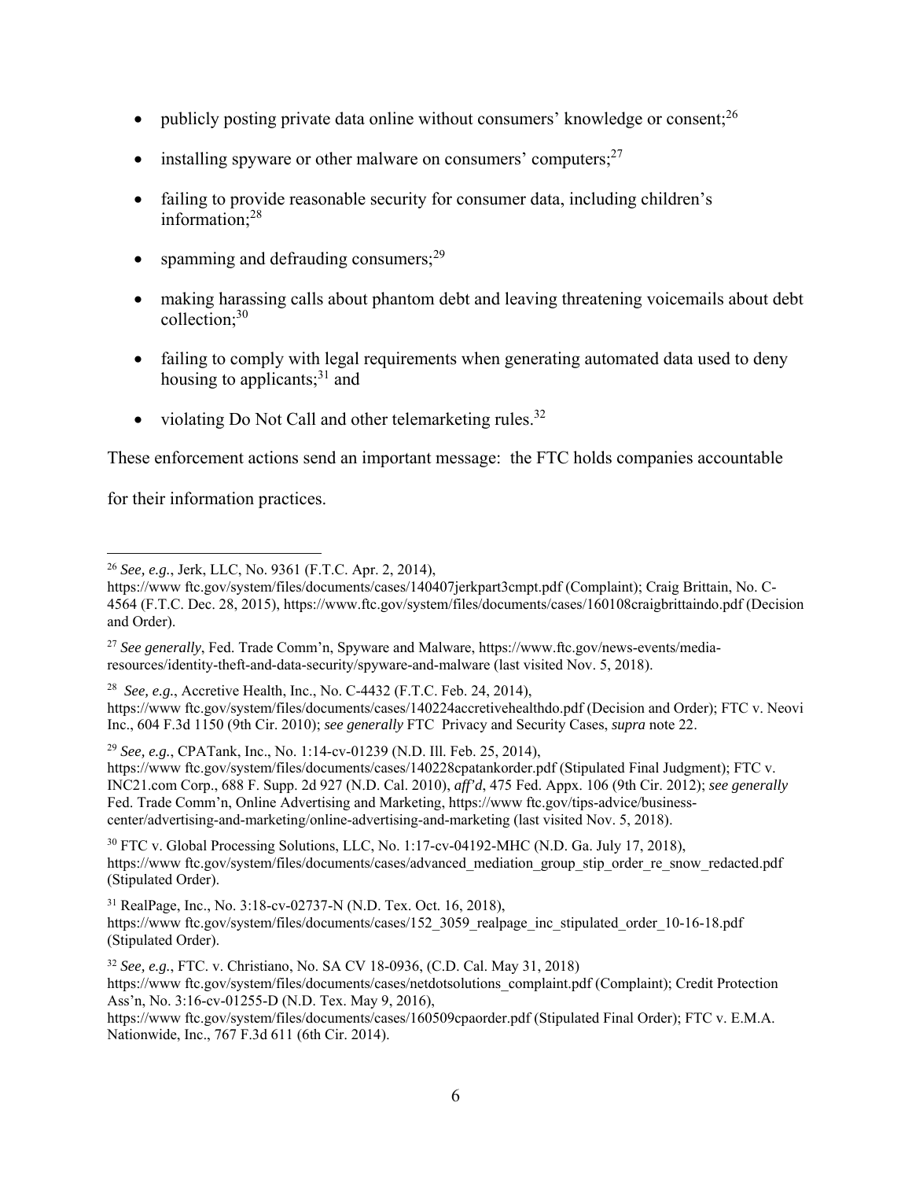- publicly posting private data online without consumers' knowledge or consent;[26]
- installing spyware or other malware on consumers' computers;[27]
- failing to provide reasonable security for consumer data, including children's information;[28]
- spamming and defrauding consumers;[29]
- making harassing calls about phantom debt and leaving threatening voicemails about debt collection;[30]
- failing to comply with legal requirements when generating automated data used to deny housing to applicants;[31] and
- violating Do Not Call and other telemarketing rules.[32]

These enforcement actions send an important message: the FTC holds companies accountable for their information practices.

---

[26] *See, e.g.*, Jerk, LLC, No. 9361 (F.T.C. Apr. 2, 2014), https://www ftc.gov/system/files/documents/cases/140407jerkpart3cmpt.pdf (Complaint); Craig Brittain, No. C-4564 (F.T.C. Dec. 28, 2015), https://www.ftc.gov/system/files/documents/cases/160108craigbrittaindo.pdf (Decision and Order).

[27] *See generally*, Fed. Trade Comm'n, Spyware and Malware, https://www.ftc.gov/news-events/media-resources/identity-theft-and-data-security/spyware-and-malware (last visited Nov. 5, 2018).

[28] *See, e.g.*, Accretive Health, Inc., No. C-4432 (F.T.C. Feb. 24, 2014), https://www ftc.gov/system/files/documents/cases/140224accretivehealthdo.pdf (Decision and Order); FTC v. Neovi Inc., 604 F.3d 1150 (9th Cir. 2010); *see generally* FTC Privacy and Security Cases, *supra* note 22.

[29] *See, e.g.*, CPATank, Inc., No. 1:14-cv-01239 (N.D. Ill. Feb. 25, 2014), https://www ftc.gov/system/files/documents/cases/140228cpatankorder.pdf (Stipulated Final Judgment); FTC v. INC21.com Corp., 688 F. Supp. 2d 927 (N.D. Cal. 2010), *aff'd*, 475 Fed. Appx. 106 (9th Cir. 2012); *see generally* Fed. Trade Comm'n, Online Advertising and Marketing, https://www ftc.gov/tips-advice/business-center/advertising-and-marketing/online-advertising-and-marketing (last visited Nov. 5, 2018).

[30] FTC v. Global Processing Solutions, LLC, No. 1:17-cv-04192-MHC (N.D. Ga. July 17, 2018), https://www ftc.gov/system/files/documents/cases/advanced_mediation_group_stip_order_re_snow_redacted.pdf (Stipulated Order).

[31] RealPage, Inc., No. 3:18-cv-02737-N (N.D. Tex. Oct. 16, 2018), https://www ftc.gov/system/files/documents/cases/152_3059_realpage_inc_stipulated_order_10-16-18.pdf (Stipulated Order).

[32] *See, e.g.*, FTC. v. Christiano, No. SA CV 18-0936, (C.D. Cal. May 31, 2018) https://www ftc.gov/system/files/documents/cases/netdotsolutions_complaint.pdf (Complaint); Credit Protection Ass'n, No. 3:16-cv-01255-D (N.D. Tex. May 9, 2016), https://www ftc.gov/system/files/documents/cases/160509cpaorder.pdf (Stipulated Final Order); FTC v. E.M.A. Nationwide, Inc., 767 F.3d 611 (6th Cir. 2014).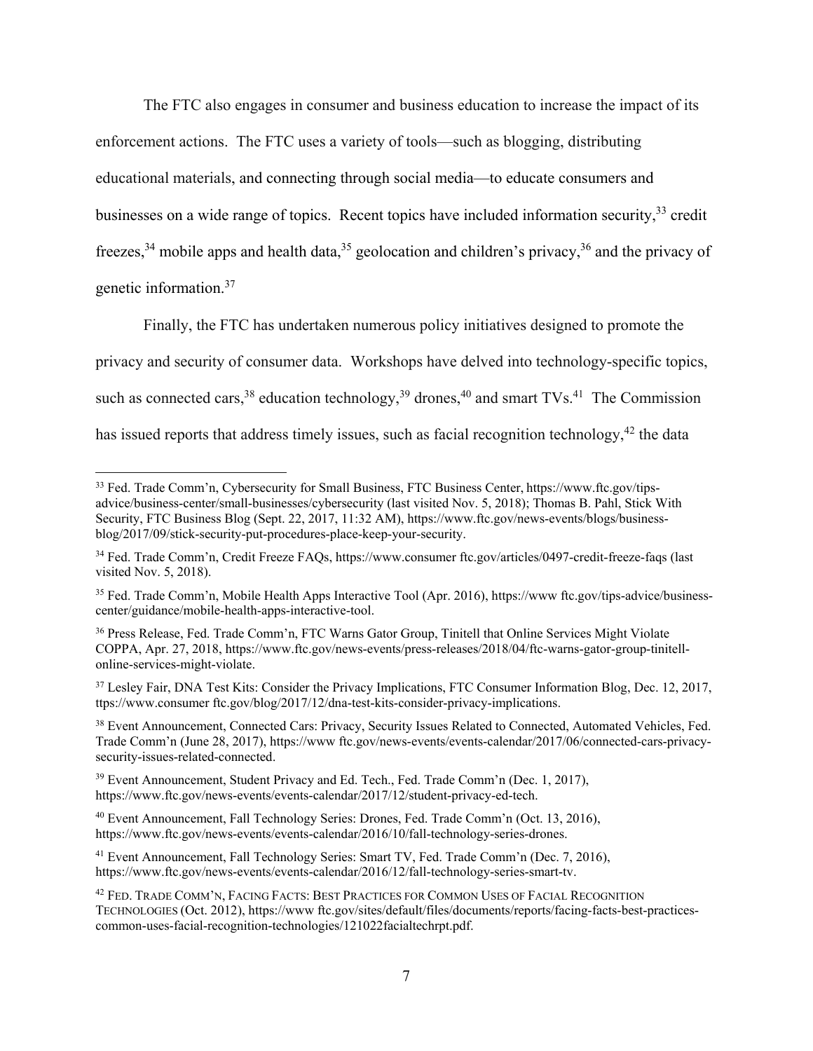The FTC also engages in consumer and business education to increase the impact of its enforcement actions. The FTC uses a variety of tools—such as blogging, distributing educational materials, and connecting through social media—to educate consumers and businesses on a wide range of topics. Recent topics have included information security,[33] credit freezes,[34] mobile apps and health data,[35] geolocation and children's privacy,[36] and the privacy of genetic information.[37]

Finally, the FTC has undertaken numerous policy initiatives designed to promote the privacy and security of consumer data. Workshops have delved into technology-specific topics, such as connected cars,[38] education technology,[39] drones,[40] and smart TVs.[41] The Commission has issued reports that address timely issues, such as facial recognition technology,[42] the data

---

[33] Fed. Trade Comm'n, Cybersecurity for Small Business, FTC Business Center, https://www.ftc.gov/tips-advice/business-center/small-businesses/cybersecurity (last visited Nov. 5, 2018); Thomas B. Pahl, Stick With Security, FTC Business Blog (Sept. 22, 2017, 11:32 AM), https://www.ftc.gov/news-events/blogs/business-blog/2017/09/stick-security-put-procedures-place-keep-your-security.

[34] Fed. Trade Comm'n, Credit Freeze FAQs, https://www.consumer ftc.gov/articles/0497-credit-freeze-faqs (last visited Nov. 5, 2018).

[35] Fed. Trade Comm'n, Mobile Health Apps Interactive Tool (Apr. 2016), https://www ftc.gov/tips-advice/business-center/guidance/mobile-health-apps-interactive-tool.

[36] Press Release, Fed. Trade Comm'n, FTC Warns Gator Group, Tinitell that Online Services Might Violate COPPA, Apr. 27, 2018, https://www.ftc.gov/news-events/press-releases/2018/04/ftc-warns-gator-group-tinitell-online-services-might-violate.

[37] Lesley Fair, DNA Test Kits: Consider the Privacy Implications, FTC Consumer Information Blog, Dec. 12, 2017, ttps://www.consumer ftc.gov/blog/2017/12/dna-test-kits-consider-privacy-implications.

[38] Event Announcement, Connected Cars: Privacy, Security Issues Related to Connected, Automated Vehicles, Fed. Trade Comm'n (June 28, 2017), https://www ftc.gov/news-events/events-calendar/2017/06/connected-cars-privacy-security-issues-related-connected.

[39] Event Announcement, Student Privacy and Ed. Tech., Fed. Trade Comm'n (Dec. 1, 2017), https://www.ftc.gov/news-events/events-calendar/2017/12/student-privacy-ed-tech.

[40] Event Announcement, Fall Technology Series: Drones, Fed. Trade Comm'n (Oct. 13, 2016), https://www.ftc.gov/news-events/events-calendar/2016/10/fall-technology-series-drones.

[41] Event Announcement, Fall Technology Series: Smart TV, Fed. Trade Comm'n (Dec. 7, 2016), https://www.ftc.gov/news-events/events-calendar/2016/12/fall-technology-series-smart-tv.

[42] FED. TRADE COMM'N, FACING FACTS: BEST PRACTICES FOR COMMON USES OF FACIAL RECOGNITION TECHNOLOGIES (Oct. 2012), https://www ftc.gov/sites/default/files/documents/reports/facing-facts-best-practices-common-uses-facial-recognition-technologies/121022facialtechrpt.pdf.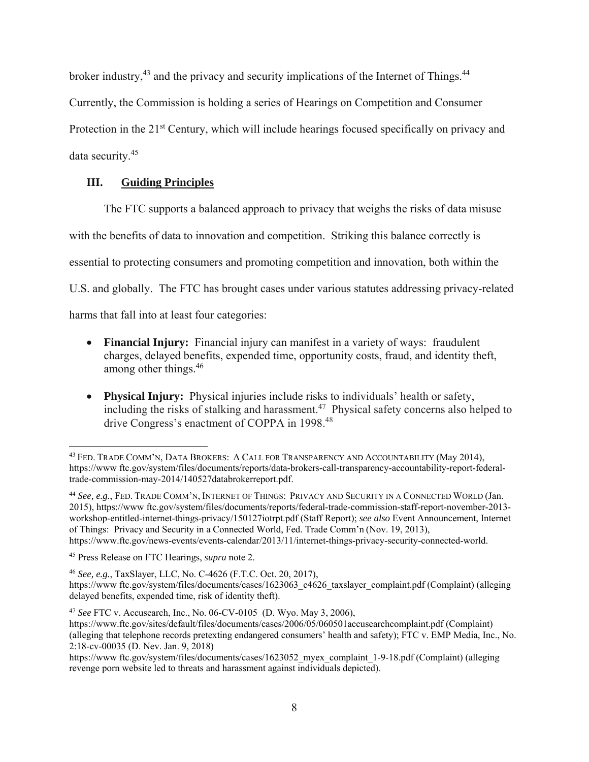broker industry,[43] and the privacy and security implications of the Internet of Things.[44] Currently, the Commission is holding a series of Hearings on Competition and Consumer Protection in the 21st Century, which will include hearings focused specifically on privacy and data security.[45]

## III. Guiding Principles

The FTC supports a balanced approach to privacy that weighs the risks of data misuse with the benefits of data to innovation and competition. Striking this balance correctly is essential to protecting consumers and promoting competition and innovation, both within the U.S. and globally. The FTC has brought cases under various statutes addressing privacy-related harms that fall into at least four categories:

- **Financial Injury:** Financial injury can manifest in a variety of ways: fraudulent charges, delayed benefits, expended time, opportunity costs, fraud, and identity theft, among other things.[46]
- **Physical Injury:** Physical injuries include risks to individuals' health or safety, including the risks of stalking and harassment.[47] Physical safety concerns also helped to drive Congress's enactment of COPPA in 1998.[48]

---

[43] FED. TRADE COMM'N, DATA BROKERS: A CALL FOR TRANSPARENCY AND ACCOUNTABILITY (May 2014), https://www ftc.gov/system/files/documents/reports/data-brokers-call-transparency-accountability-report-federal-trade-commission-may-2014/140527databrokerreport.pdf.

[44] *See, e.g.*, FED. TRADE COMM'N, INTERNET OF THINGS: PRIVACY AND SECURITY IN A CONNECTED WORLD (Jan. 2015), https://www ftc.gov/system/files/documents/reports/federal-trade-commission-staff-report-november-2013-workshop-entitled-internet-things-privacy/150127iotrpt.pdf (Staff Report); *see also* Event Announcement, Internet of Things: Privacy and Security in a Connected World, Fed. Trade Comm'n (Nov. 19, 2013), https://www.ftc.gov/news-events/events-calendar/2013/11/internet-things-privacy-security-connected-world.

[45] Press Release on FTC Hearings, *supra* note 2.

[46] *See, e.g.*, TaxSlayer, LLC, No. C-4626 (F.T.C. Oct. 20, 2017), https://www ftc.gov/system/files/documents/cases/1623063_c4626_taxslayer_complaint.pdf (Complaint) (alleging delayed benefits, expended time, risk of identity theft).

[47] *See* FTC v. Accusearch, Inc., No. 06-CV-0105 (D. Wyo. May 3, 2006), https://www.ftc.gov/sites/default/files/documents/cases/2006/05/060501accusearchcomplaint.pdf (Complaint) (alleging that telephone records pretexting endangered consumers' health and safety); FTC v. EMP Media, Inc., No. 2:18-cv-00035 (D. Nev. Jan. 9, 2018) https://www ftc.gov/system/files/documents/cases/1623052_myex_complaint_1-9-18.pdf (Complaint) (alleging revenge porn website led to threats and harassment against individuals depicted).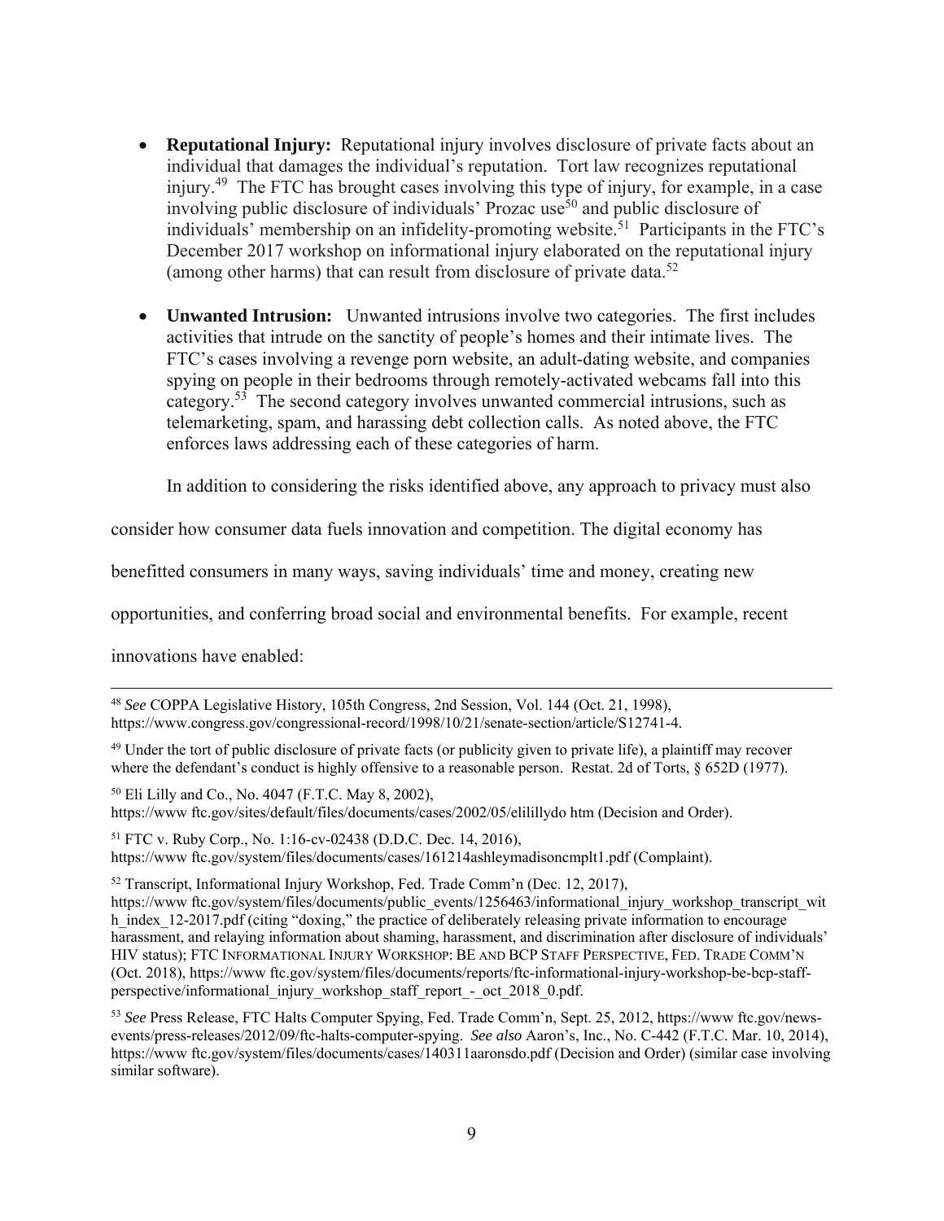- **Reputational Injury:** Reputational injury involves disclosure of private facts about an individual that damages the individual's reputation. Tort law recognizes reputational injury.[49] The FTC has brought cases involving this type of injury, for example, in a case involving public disclosure of individuals' Prozac use[50] and public disclosure of individuals' membership on an infidelity-promoting website.[51] Participants in the FTC's December 2017 workshop on informational injury elaborated on the reputational injury (among other harms) that can result from disclosure of private data.[52]

- **Unwanted Intrusion:** Unwanted intrusions involve two categories. The first includes activities that intrude on the sanctity of people's homes and their intimate lives. The FTC's cases involving a revenge porn website, an adult-dating website, and companies spying on people in their bedrooms through remotely-activated webcams fall into this category.[53] The second category involves unwanted commercial intrusions, such as telemarketing, spam, and harassing debt collection calls. As noted above, the FTC enforces laws addressing each of these categories of harm.

In addition to considering the risks identified above, any approach to privacy must also consider how consumer data fuels innovation and competition. The digital economy has benefitted consumers in many ways, saving individuals' time and money, creating new opportunities, and conferring broad social and environmental benefits. For example, recent innovations have enabled:

---

[48] *See* COPPA Legislative History, 105th Congress, 2nd Session, Vol. 144 (Oct. 21, 1998), https://www.congress.gov/congressional-record/1998/10/21/senate-section/article/S12741-4.

[49] Under the tort of public disclosure of private facts (or publicity given to private life), a plaintiff may recover where the defendant's conduct is highly offensive to a reasonable person. Restat. 2d of Torts, § 652D (1977).

[50] Eli Lilly and Co., No. 4047 (F.T.C. May 8, 2002), https://www ftc.gov/sites/default/files/documents/cases/2002/05/elilillydo htm (Decision and Order).

[51] FTC v. Ruby Corp., No. 1:16-cv-02438 (D.D.C. Dec. 14, 2016), https://www ftc.gov/system/files/documents/cases/161214ashleymadisoncmplt1.pdf (Complaint).

[52] Transcript, Informational Injury Workshop, Fed. Trade Comm'n (Dec. 12, 2017), https://www ftc.gov/system/files/documents/public_events/1256463/informational_injury_workshop_transcript_with_index_12-2017.pdf (citing "doxing," the practice of deliberately releasing private information to encourage harassment, and relaying information about shaming, harassment, and discrimination after disclosure of individuals' HIV status); FTC INFORMATIONAL INJURY WORKSHOP: BE AND BCP STAFF PERSPECTIVE, FED. TRADE COMM'N (Oct. 2018), https://www ftc.gov/system/files/documents/reports/ftc-informational-injury-workshop-be-bcp-staff-perspective/informational_injury_workshop_staff_report_-_oct_2018_0.pdf.

[53] *See* Press Release, FTC Halts Computer Spying, Fed. Trade Comm'n, Sept. 25, 2012, https://www ftc.gov/news-events/press-releases/2012/09/ftc-halts-computer-spying. *See also* Aaron's, Inc., No. C-442 (F.T.C. Mar. 10, 2014), https://www ftc.gov/system/files/documents/cases/140311aaronsdo.pdf (Decision and Order) (similar case involving similar software).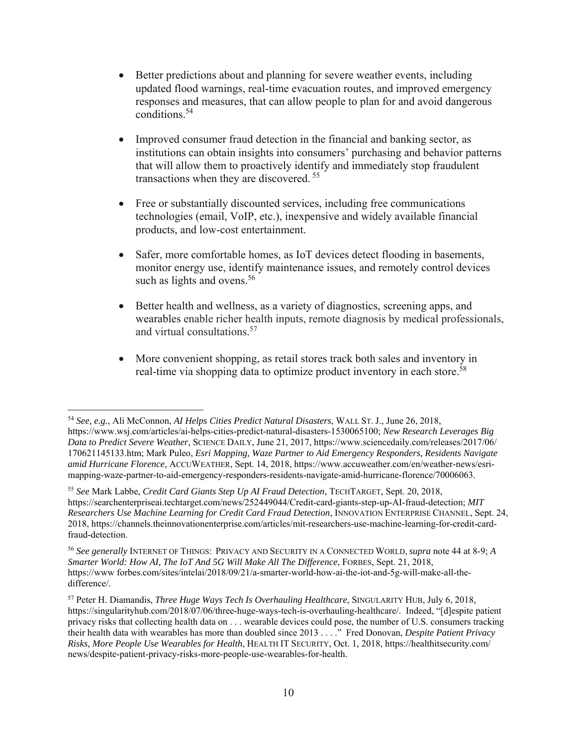- Better predictions about and planning for severe weather events, including updated flood warnings, real-time evacuation routes, and improved emergency responses and measures, that can allow people to plan for and avoid dangerous conditions.[54]

- Improved consumer fraud detection in the financial and banking sector, as institutions can obtain insights into consumers' purchasing and behavior patterns that will allow them to proactively identify and immediately stop fraudulent transactions when they are discovered.[55]

- Free or substantially discounted services, including free communications technologies (email, VoIP, etc.), inexpensive and widely available financial products, and low-cost entertainment.

- Safer, more comfortable homes, as IoT devices detect flooding in basements, monitor energy use, identify maintenance issues, and remotely control devices such as lights and ovens.[56]

- Better health and wellness, as a variety of diagnostics, screening apps, and wearables enable richer health inputs, remote diagnosis by medical professionals, and virtual consultations.[57]

- More convenient shopping, as retail stores track both sales and inventory in real-time via shopping data to optimize product inventory in each store.[58]

---

[54] *See, e.g.*, Ali McConnon, *AI Helps Cities Predict Natural Disasters*, WALL ST. J., June 26, 2018, https://www.wsj.com/articles/ai-helps-cities-predict-natural-disasters-1530065100; *New Research Leverages Big Data to Predict Severe Weather*, SCIENCE DAILY, June 21, 2017, https://www.sciencedaily.com/releases/2017/06/170621145133.htm; Mark Puleo, *Esri Mapping, Waze Partner to Aid Emergency Responders, Residents Navigate amid Hurricane Florence*, ACCUWEATHER, Sept. 14, 2018, https://www.accuweather.com/en/weather-news/esri-mapping-waze-partner-to-aid-emergency-responders-residents-navigate-amid-hurricane-florence/70006063.

[55] *See* Mark Labbe, *Credit Card Giants Step Up AI Fraud Detection*, TECHTARGET, Sept. 20, 2018, https://searchenterpriseai.techtarget.com/news/252449044/Credit-card-giants-step-up-AI-fraud-detection; *MIT Researchers Use Machine Learning for Credit Card Fraud Detection*, INNOVATION ENTERPRISE CHANNEL, Sept. 24, 2018, https://channels.theinnovationenterprise.com/articles/mit-researchers-use-machine-learning-for-credit-card-fraud-detection.

[56] *See generally* INTERNET OF THINGS: PRIVACY AND SECURITY IN A CONNECTED WORLD, *supra* note 44 at 8-9; *A Smarter World: How AI, The IoT And 5G Will Make All The Difference*, FORBES, Sept. 21, 2018, https://www forbes.com/sites/intelai/2018/09/21/a-smarter-world-how-ai-the-iot-and-5g-will-make-all-the-difference/.

[57] Peter H. Diamandis, *Three Huge Ways Tech Is Overhauling Healthcare*, SINGULARITY HUB, July 6, 2018, https://singularityhub.com/2018/07/06/three-huge-ways-tech-is-overhauling-healthcare/. Indeed, "[d]espite patient privacy risks that collecting health data on . . . wearable devices could pose, the number of U.S. consumers tracking their health data with wearables has more than doubled since 2013 . . . ." Fred Donovan, *Despite Patient Privacy Risks, More People Use Wearables for Health*, HEALTH IT SECURITY, Oct. 1, 2018, https://healthitsecurity.com/news/despite-patient-privacy-risks-more-people-use-wearables-for-health.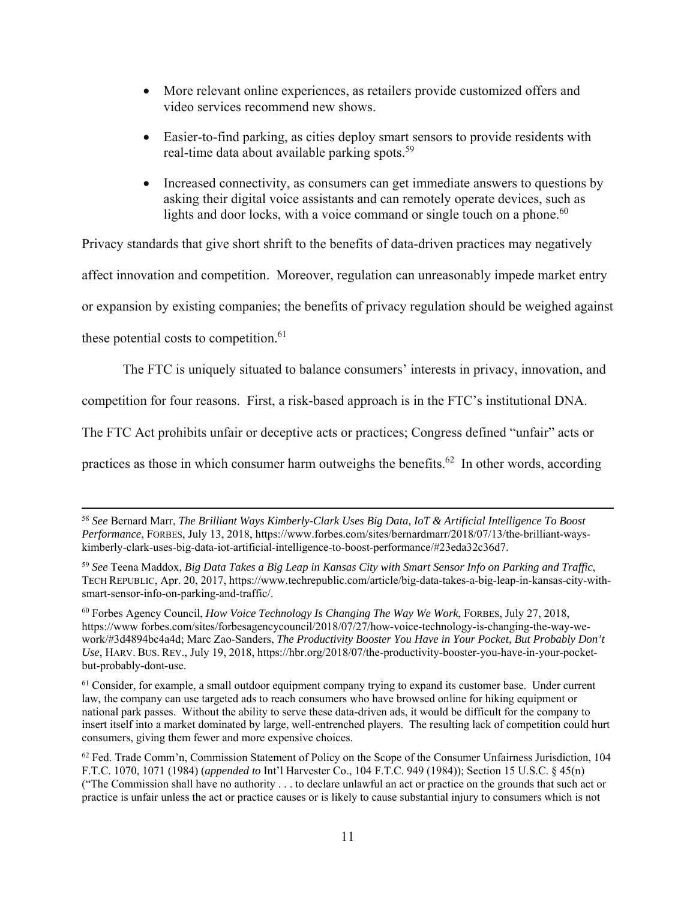- More relevant online experiences, as retailers provide customized offers and video services recommend new shows.
- Easier-to-find parking, as cities deploy smart sensors to provide residents with real-time data about available parking spots.[59]
- Increased connectivity, as consumers can get immediate answers to questions by asking their digital voice assistants and can remotely operate devices, such as lights and door locks, with a voice command or single touch on a phone.[60]

Privacy standards that give short shrift to the benefits of data-driven practices may negatively affect innovation and competition. Moreover, regulation can unreasonably impede market entry or expansion by existing companies; the benefits of privacy regulation should be weighed against these potential costs to competition.[61]

The FTC is uniquely situated to balance consumers' interests in privacy, innovation, and competition for four reasons. First, a risk-based approach is in the FTC's institutional DNA. The FTC Act prohibits unfair or deceptive acts or practices; Congress defined "unfair" acts or practices as those in which consumer harm outweighs the benefits.[62] In other words, according

---

[58] *See* Bernard Marr, *The Brilliant Ways Kimberly-Clark Uses Big Data, IoT & Artificial Intelligence To Boost Performance*, FORBES, July 13, 2018, https://www.forbes.com/sites/bernardmarr/2018/07/13/the-brilliant-ways-kimberly-clark-uses-big-data-iot-artificial-intelligence-to-boost-performance/#23eda32c36d7.

[59] *See* Teena Maddox, *Big Data Takes a Big Leap in Kansas City with Smart Sensor Info on Parking and Traffic*, TECH REPUBLIC, Apr. 20, 2017, https://www.techrepublic.com/article/big-data-takes-a-big-leap-in-kansas-city-with-smart-sensor-info-on-parking-and-traffic/.

[60] Forbes Agency Council, *How Voice Technology Is Changing The Way We Work*, FORBES, July 27, 2018, https://www forbes.com/sites/forbesagencycouncil/2018/07/27/how-voice-technology-is-changing-the-way-we-work/#3d4894bc4a4d; Marc Zao-Sanders, *The Productivity Booster You Have in Your Pocket, But Probably Don't Use*, HARV. BUS. REV., July 19, 2018, https://hbr.org/2018/07/the-productivity-booster-you-have-in-your-pocket-but-probably-dont-use.

[61] Consider, for example, a small outdoor equipment company trying to expand its customer base. Under current law, the company can use targeted ads to reach consumers who have browsed online for hiking equipment or national park passes. Without the ability to serve these data-driven ads, it would be difficult for the company to insert itself into a market dominated by large, well-entrenched players. The resulting lack of competition could hurt consumers, giving them fewer and more expensive choices.

[62] Fed. Trade Comm'n, Commission Statement of Policy on the Scope of the Consumer Unfairness Jurisdiction, 104 F.T.C. 1070, 1071 (1984) (*appended to* Int'l Harvester Co., 104 F.T.C. 949 (1984)); Section 15 U.S.C. § 45(n) ("The Commission shall have no authority . . . to declare unlawful an act or practice on the grounds that such act or practice is unfair unless the act or practice causes or is likely to cause substantial injury to consumers which is not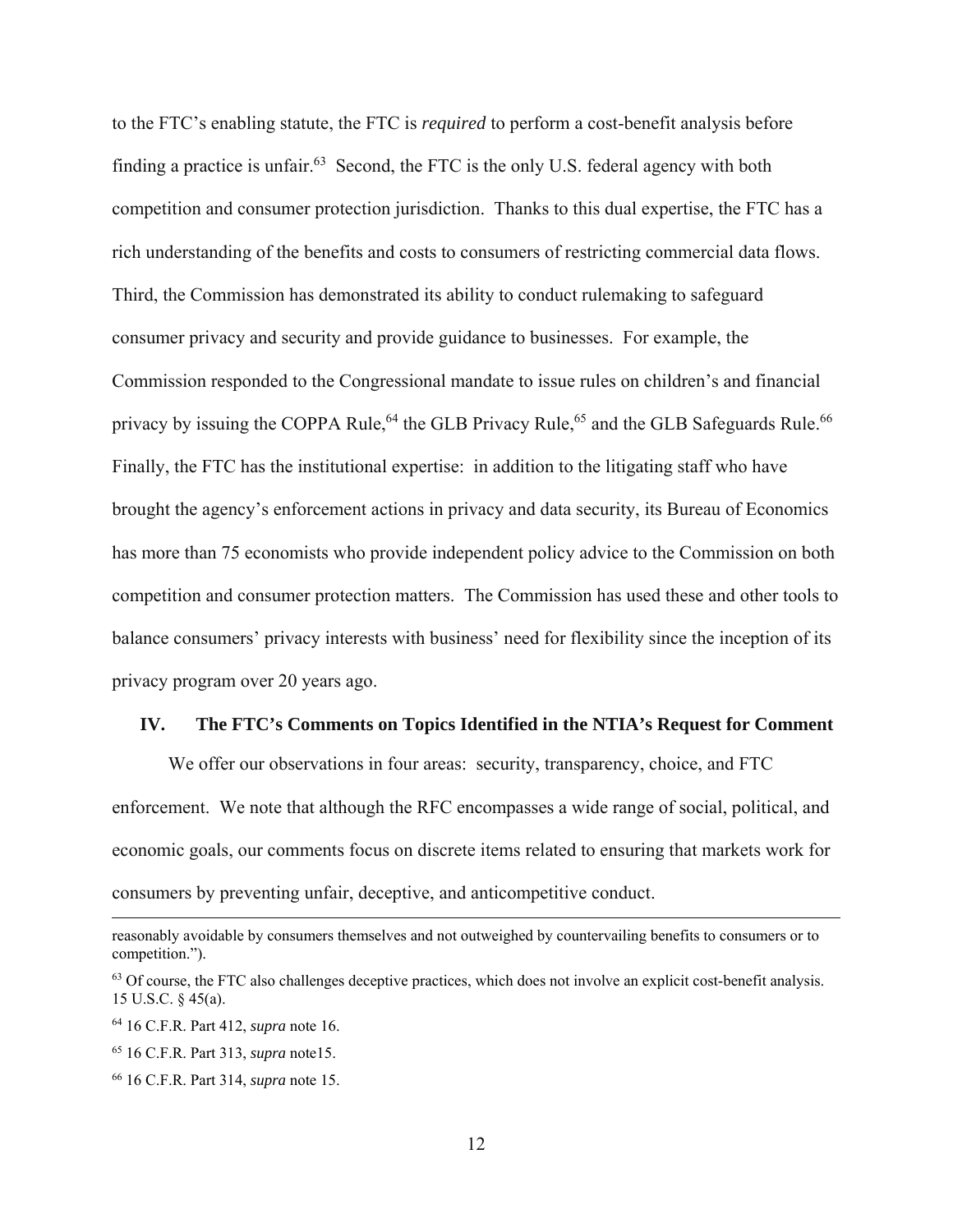to the FTC's enabling statute, the FTC is *required* to perform a cost-benefit analysis before finding a practice is unfair.[63] Second, the FTC is the only U.S. federal agency with both competition and consumer protection jurisdiction. Thanks to this dual expertise, the FTC has a rich understanding of the benefits and costs to consumers of restricting commercial data flows. Third, the Commission has demonstrated its ability to conduct rulemaking to safeguard consumer privacy and security and provide guidance to businesses. For example, the Commission responded to the Congressional mandate to issue rules on children's and financial privacy by issuing the COPPA Rule,[64] the GLB Privacy Rule,[65] and the GLB Safeguards Rule.[66] Finally, the FTC has the institutional expertise: in addition to the litigating staff who have brought the agency's enforcement actions in privacy and data security, its Bureau of Economics has more than 75 economists who provide independent policy advice to the Commission on both competition and consumer protection matters. The Commission has used these and other tools to balance consumers' privacy interests with business' need for flexibility since the inception of its privacy program over 20 years ago.

## IV. The FTC's Comments on Topics Identified in the NTIA's Request for Comment

We offer our observations in four areas: security, transparency, choice, and FTC enforcement. We note that although the RFC encompasses a wide range of social, political, and economic goals, our comments focus on discrete items related to ensuring that markets work for consumers by preventing unfair, deceptive, and anticompetitive conduct.

---

reasonably avoidable by consumers themselves and not outweighed by countervailing benefits to consumers or to competition.").

[63] Of course, the FTC also challenges deceptive practices, which does not involve an explicit cost-benefit analysis. 15 U.S.C. § 45(a).

[64] 16 C.F.R. Part 412, *supra* note 16.

[65] 16 C.F.R. Part 313, *supra* note15.

[66] 16 C.F.R. Part 314, *supra* note 15.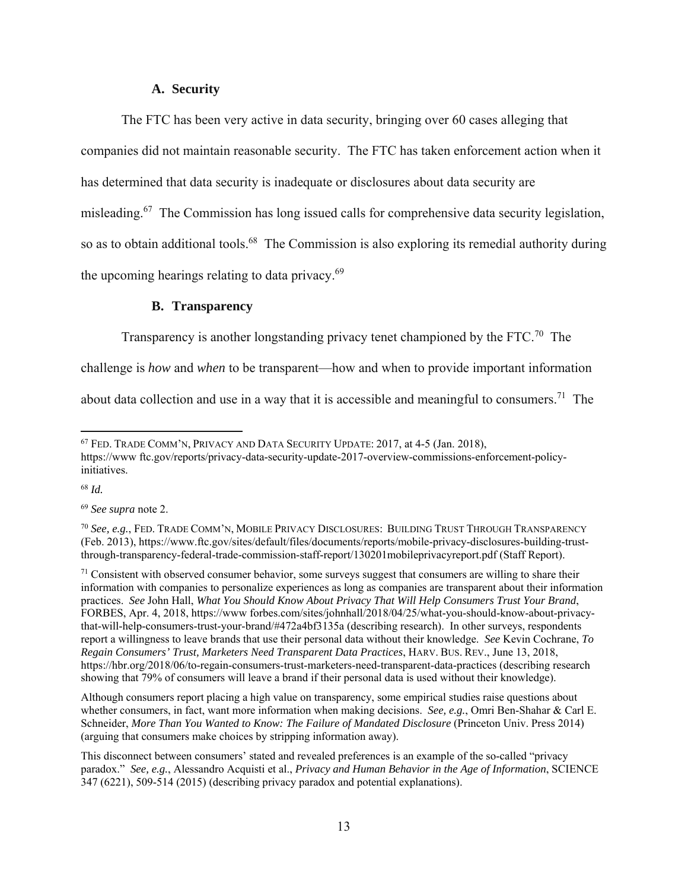### A. Security

The FTC has been very active in data security, bringing over 60 cases alleging that companies did not maintain reasonable security. The FTC has taken enforcement action when it has determined that data security is inadequate or disclosures about data security are misleading.[67] The Commission has long issued calls for comprehensive data security legislation, so as to obtain additional tools.[68] The Commission is also exploring its remedial authority during the upcoming hearings relating to data privacy.[69]

### B. Transparency

Transparency is another longstanding privacy tenet championed by the FTC.[70] The challenge is *how* and *when* to be transparent—how and when to provide important information about data collection and use in a way that it is accessible and meaningful to consumers.[71] The

---

[67] FED. TRADE COMM'N, PRIVACY AND DATA SECURITY UPDATE: 2017, at 4-5 (Jan. 2018), https://www ftc.gov/reports/privacy-data-security-update-2017-overview-commissions-enforcement-policy-initiatives.

[68] *Id.*

[69] *See supra* note 2.

[70] *See, e.g.*, FED. TRADE COMM'N, MOBILE PRIVACY DISCLOSURES: BUILDING TRUST THROUGH TRANSPARENCY (Feb. 2013), https://www.ftc.gov/sites/default/files/documents/reports/mobile-privacy-disclosures-building-trust-through-transparency-federal-trade-commission-staff-report/130201mobileprivacyreport.pdf (Staff Report).

[71] Consistent with observed consumer behavior, some surveys suggest that consumers are willing to share their information with companies to personalize experiences as long as companies are transparent about their information practices. *See* John Hall, *What You Should Know About Privacy That Will Help Consumers Trust Your Brand*, FORBES, Apr. 4, 2018, https://www forbes.com/sites/johnhall/2018/04/25/what-you-should-know-about-privacy-that-will-help-consumers-trust-your-brand/#472a4bf3135a (describing research). In other surveys, respondents report a willingness to leave brands that use their personal data without their knowledge. *See* Kevin Cochrane, *To Regain Consumers' Trust, Marketers Need Transparent Data Practices*, HARV. BUS. REV., June 13, 2018, https://hbr.org/2018/06/to-regain-consumers-trust-marketers-need-transparent-data-practices (describing research showing that 79% of consumers will leave a brand if their personal data is used without their knowledge).

Although consumers report placing a high value on transparency, some empirical studies raise questions about whether consumers, in fact, want more information when making decisions. *See, e.g.*, Omri Ben-Shahar & Carl E. Schneider, *More Than You Wanted to Know: The Failure of Mandated Disclosure* (Princeton Univ. Press 2014) (arguing that consumers make choices by stripping information away).

This disconnect between consumers' stated and revealed preferences is an example of the so-called "privacy paradox." *See, e.g.*, Alessandro Acquisti et al., *Privacy and Human Behavior in the Age of Information*, SCIENCE 347 (6221), 509-514 (2015) (describing privacy paradox and potential explanations).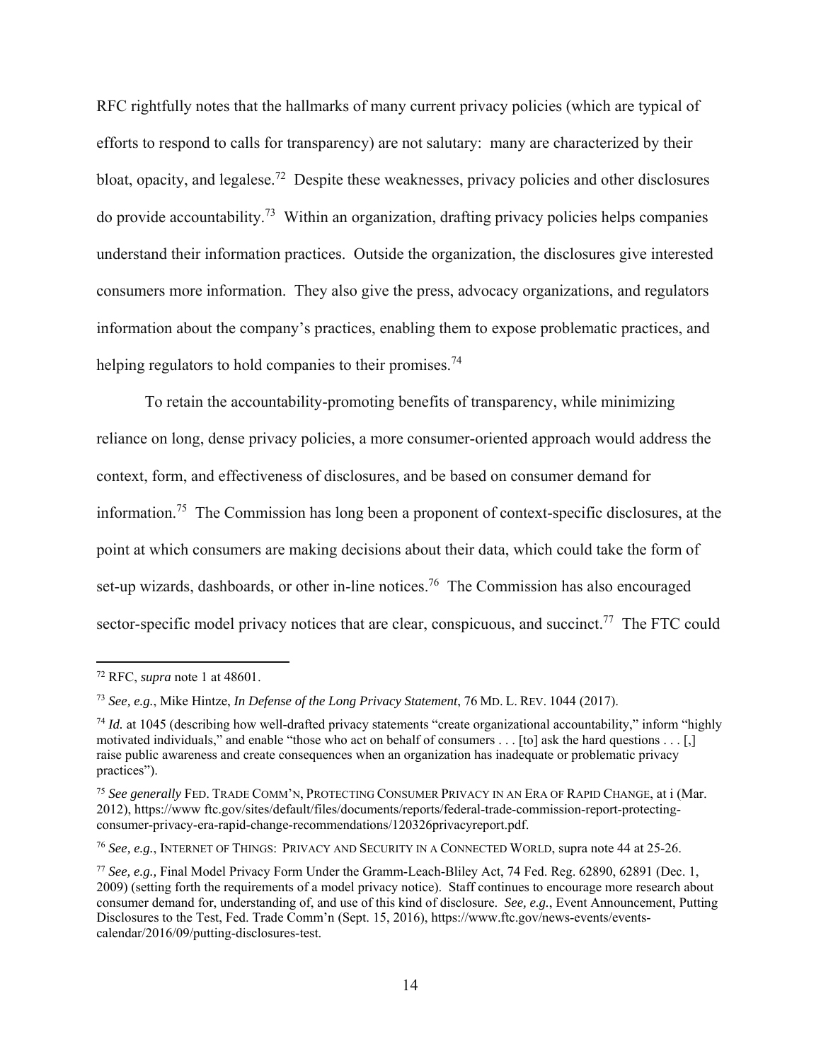RFC rightfully notes that the hallmarks of many current privacy policies (which are typical of efforts to respond to calls for transparency) are not salutary: many are characterized by their bloat, opacity, and legalese.[72] Despite these weaknesses, privacy policies and other disclosures do provide accountability.[73] Within an organization, drafting privacy policies helps companies understand their information practices. Outside the organization, the disclosures give interested consumers more information. They also give the press, advocacy organizations, and regulators information about the company's practices, enabling them to expose problematic practices, and helping regulators to hold companies to their promises.[74]

To retain the accountability-promoting benefits of transparency, while minimizing reliance on long, dense privacy policies, a more consumer-oriented approach would address the context, form, and effectiveness of disclosures, and be based on consumer demand for information.[75] The Commission has long been a proponent of context-specific disclosures, at the point at which consumers are making decisions about their data, which could take the form of set-up wizards, dashboards, or other in-line notices.[76] The Commission has also encouraged sector-specific model privacy notices that are clear, conspicuous, and succinct.[77] The FTC could

---

[72] RFC, *supra* note 1 at 48601.

[73] *See, e.g.*, Mike Hintze, *In Defense of the Long Privacy Statement*, 76 MD. L. REV. 1044 (2017).

[74] *Id.* at 1045 (describing how well-drafted privacy statements "create organizational accountability," inform "highly motivated individuals," and enable "those who act on behalf of consumers . . . [to] ask the hard questions . . . [,] raise public awareness and create consequences when an organization has inadequate or problematic privacy practices").

[75] *See generally* FED. TRADE COMM'N, PROTECTING CONSUMER PRIVACY IN AN ERA OF RAPID CHANGE, at i (Mar. 2012), https://www ftc.gov/sites/default/files/documents/reports/federal-trade-commission-report-protecting-consumer-privacy-era-rapid-change-recommendations/120326privacyreport.pdf.

[76] *See, e.g.*, INTERNET OF THINGS: PRIVACY AND SECURITY IN A CONNECTED WORLD, supra note 44 at 25-26.

[77] *See, e.g.,* Final Model Privacy Form Under the Gramm-Leach-Bliley Act, 74 Fed. Reg. 62890, 62891 (Dec. 1, 2009) (setting forth the requirements of a model privacy notice). Staff continues to encourage more research about consumer demand for, understanding of, and use of this kind of disclosure. *See, e.g.*, Event Announcement, Putting Disclosures to the Test, Fed. Trade Comm'n (Sept. 15, 2016), https://www.ftc.gov/news-events/events-calendar/2016/09/putting-disclosures-test.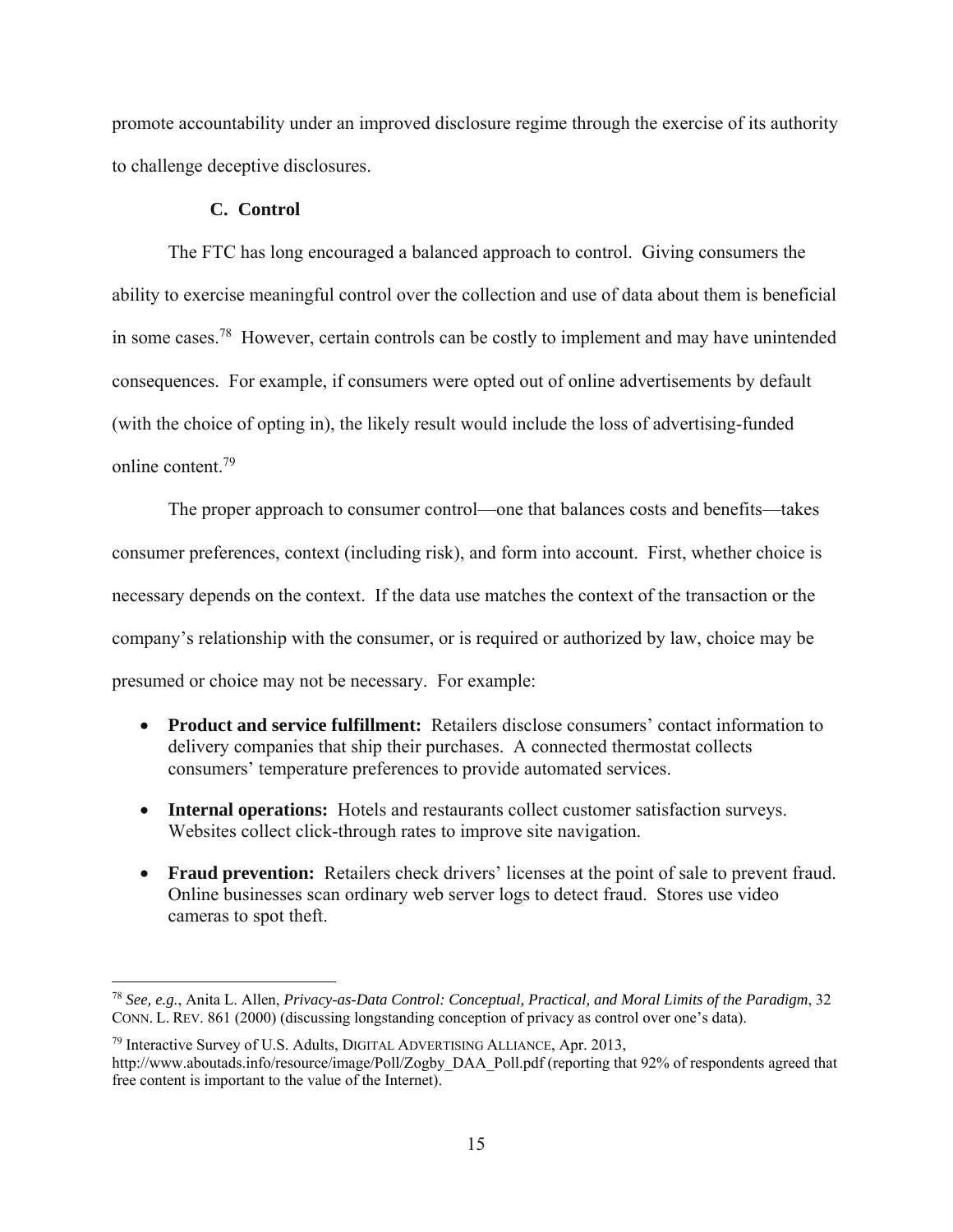promote accountability under an improved disclosure regime through the exercise of its authority to challenge deceptive disclosures.

### C. Control

The FTC has long encouraged a balanced approach to control. Giving consumers the ability to exercise meaningful control over the collection and use of data about them is beneficial in some cases.[78] However, certain controls can be costly to implement and may have unintended consequences. For example, if consumers were opted out of online advertisements by default (with the choice of opting in), the likely result would include the loss of advertising-funded online content.[79]

The proper approach to consumer control—one that balances costs and benefits—takes consumer preferences, context (including risk), and form into account. First, whether choice is necessary depends on the context. If the data use matches the context of the transaction or the company's relationship with the consumer, or is required or authorized by law, choice may be presumed or choice may not be necessary. For example:

- **Product and service fulfillment:** Retailers disclose consumers' contact information to delivery companies that ship their purchases. A connected thermostat collects consumers' temperature preferences to provide automated services.
- **Internal operations:** Hotels and restaurants collect customer satisfaction surveys. Websites collect click-through rates to improve site navigation.
- **Fraud prevention:** Retailers check drivers' licenses at the point of sale to prevent fraud. Online businesses scan ordinary web server logs to detect fraud. Stores use video cameras to spot theft.

---

[78] *See, e.g.*, Anita L. Allen, *Privacy-as-Data Control: Conceptual, Practical, and Moral Limits of the Paradigm*, 32 CONN. L. REV. 861 (2000) (discussing longstanding conception of privacy as control over one's data).

[79] Interactive Survey of U.S. Adults, DIGITAL ADVERTISING ALLIANCE, Apr. 2013, http://www.aboutads.info/resource/image/Poll/Zogby_DAA_Poll.pdf (reporting that 92% of respondents agreed that free content is important to the value of the Internet).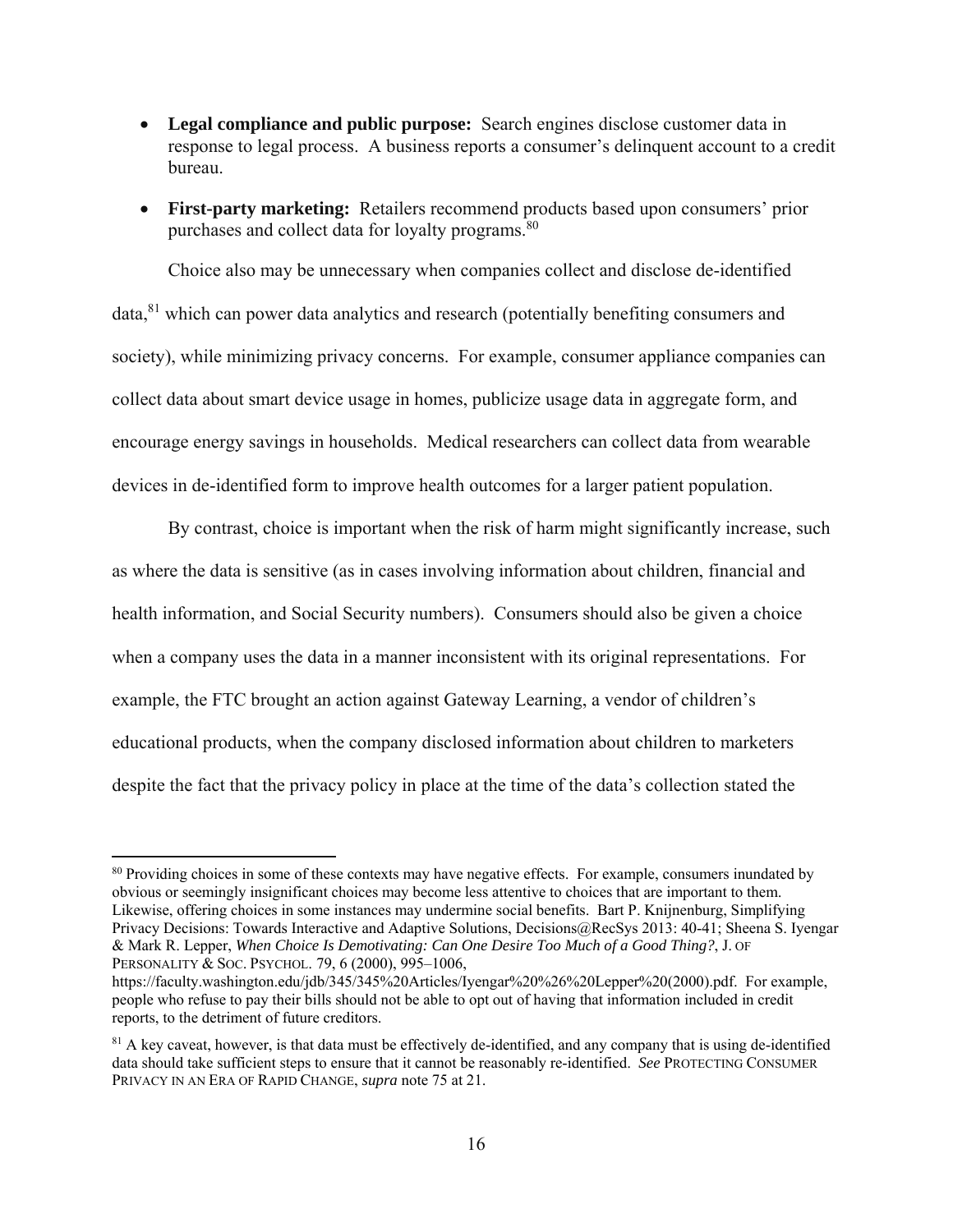- **Legal compliance and public purpose:** Search engines disclose customer data in response to legal process. A business reports a consumer's delinquent account to a credit bureau.

- **First-party marketing:** Retailers recommend products based upon consumers' prior purchases and collect data for loyalty programs.[80]

Choice also may be unnecessary when companies collect and disclose de-identified data,[81] which can power data analytics and research (potentially benefiting consumers and society), while minimizing privacy concerns. For example, consumer appliance companies can collect data about smart device usage in homes, publicize usage data in aggregate form, and encourage energy savings in households. Medical researchers can collect data from wearable devices in de-identified form to improve health outcomes for a larger patient population.

By contrast, choice is important when the risk of harm might significantly increase, such as where the data is sensitive (as in cases involving information about children, financial and health information, and Social Security numbers). Consumers should also be given a choice when a company uses the data in a manner inconsistent with its original representations. For example, the FTC brought an action against Gateway Learning, a vendor of children's educational products, when the company disclosed information about children to marketers despite the fact that the privacy policy in place at the time of the data's collection stated the

---

[80] Providing choices in some of these contexts may have negative effects. For example, consumers inundated by obvious or seemingly insignificant choices may become less attentive to choices that are important to them. Likewise, offering choices in some instances may undermine social benefits. Bart P. Knijnenburg, Simplifying Privacy Decisions: Towards Interactive and Adaptive Solutions, Decisions@RecSys 2013: 40-41; Sheena S. Iyengar & Mark R. Lepper, *When Choice Is Demotivating: Can One Desire Too Much of a Good Thing?*, J. OF PERSONALITY & SOC. PSYCHOL. 79, 6 (2000), 995–1006, https://faculty.washington.edu/jdb/345/345%20Articles/Iyengar%20%26%20Lepper%20(2000).pdf. For example, people who refuse to pay their bills should not be able to opt out of having that information included in credit reports, to the detriment of future creditors.

[81] A key caveat, however, is that data must be effectively de-identified, and any company that is using de-identified data should take sufficient steps to ensure that it cannot be reasonably re-identified. *See* PROTECTING CONSUMER PRIVACY IN AN ERA OF RAPID CHANGE, *supra* note 75 at 21.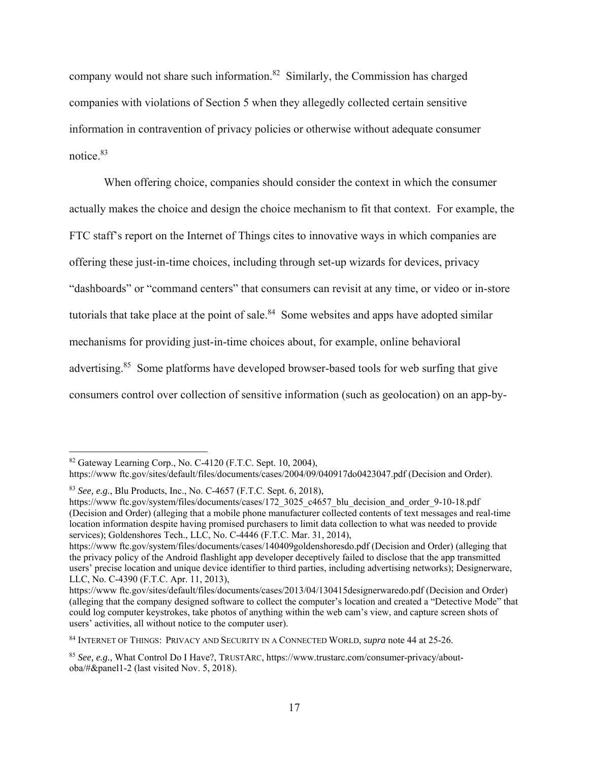company would not share such information.[82] Similarly, the Commission has charged companies with violations of Section 5 when they allegedly collected certain sensitive information in contravention of privacy policies or otherwise without adequate consumer notice.[83]

When offering choice, companies should consider the context in which the consumer actually makes the choice and design the choice mechanism to fit that context. For example, the FTC staff's report on the Internet of Things cites to innovative ways in which companies are offering these just-in-time choices, including through set-up wizards for devices, privacy "dashboards" or "command centers" that consumers can revisit at any time, or video or in-store tutorials that take place at the point of sale.[84] Some websites and apps have adopted similar mechanisms for providing just-in-time choices about, for example, online behavioral advertising.[85] Some platforms have developed browser-based tools for web surfing that give consumers control over collection of sensitive information (such as geolocation) on an app-by-

---

[82] Gateway Learning Corp., No. C-4120 (F.T.C. Sept. 10, 2004), https://www ftc.gov/sites/default/files/documents/cases/2004/09/040917do0423047.pdf (Decision and Order).

[83] *See, e.g.*, Blu Products, Inc., No. C-4657 (F.T.C. Sept. 6, 2018), https://www ftc.gov/system/files/documents/cases/172_3025_c4657_blu_decision_and_order_9-10-18.pdf (Decision and Order) (alleging that a mobile phone manufacturer collected contents of text messages and real-time location information despite having promised purchasers to limit data collection to what was needed to provide services); Goldenshores Tech., LLC, No. C-4446 (F.T.C. Mar. 31, 2014), https://www ftc.gov/system/files/documents/cases/140409goldenshoresdo.pdf (Decision and Order) (alleging that the privacy policy of the Android flashlight app developer deceptively failed to disclose that the app transmitted users' precise location and unique device identifier to third parties, including advertising networks); Designerware, LLC, No. C-4390 (F.T.C. Apr. 11, 2013), https://www ftc.gov/sites/default/files/documents/cases/2013/04/130415designerwaredo.pdf (Decision and Order) (alleging that the company designed software to collect the computer's location and created a "Detective Mode" that could log computer keystrokes, take photos of anything within the web cam's view, and capture screen shots of users' activities, all without notice to the computer user).

[84] INTERNET OF THINGS: PRIVACY AND SECURITY IN A CONNECTED WORLD, *supra* note 44 at 25-26.

[85] *See, e.g.*, What Control Do I Have?, TRUSTARC, https://www.trustarc.com/consumer-privacy/about-oba/#&panel1-2 (last visited Nov. 5, 2018).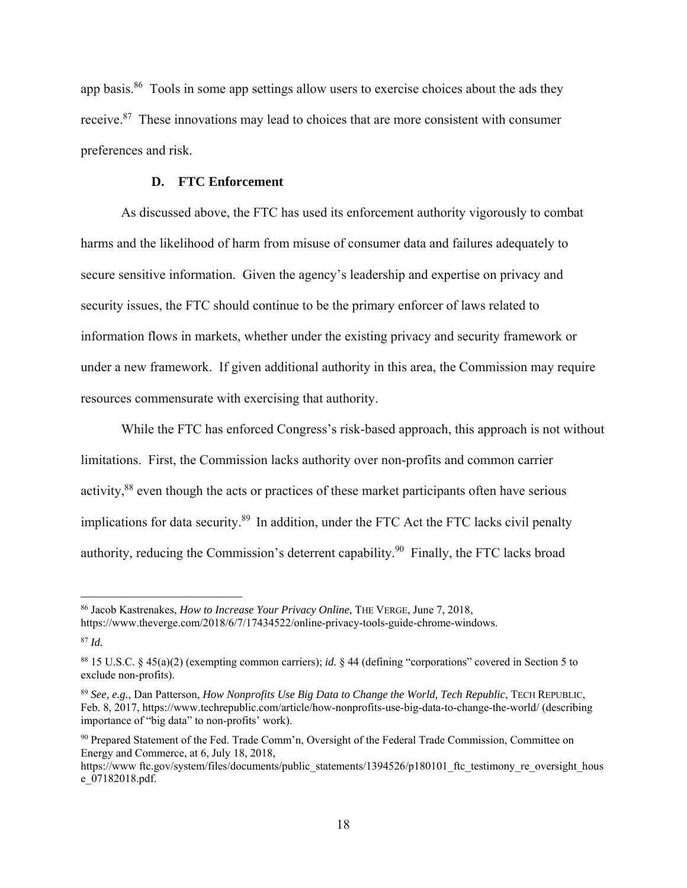app basis.[86] Tools in some app settings allow users to exercise choices about the ads they receive.[87] These innovations may lead to choices that are more consistent with consumer preferences and risk.

### D. FTC Enforcement

As discussed above, the FTC has used its enforcement authority vigorously to combat harms and the likelihood of harm from misuse of consumer data and failures adequately to secure sensitive information. Given the agency's leadership and expertise on privacy and security issues, the FTC should continue to be the primary enforcer of laws related to information flows in markets, whether under the existing privacy and security framework or under a new framework. If given additional authority in this area, the Commission may require resources commensurate with exercising that authority.

While the FTC has enforced Congress's risk-based approach, this approach is not without limitations. First, the Commission lacks authority over non-profits and common carrier activity,[88] even though the acts or practices of these market participants often have serious implications for data security.[89] In addition, under the FTC Act the FTC lacks civil penalty authority, reducing the Commission's deterrent capability.[90] Finally, the FTC lacks broad

---

[86] Jacob Kastrenakes, *How to Increase Your Privacy Online*, THE VERGE, June 7, 2018, https://www.theverge.com/2018/6/7/17434522/online-privacy-tools-guide-chrome-windows.

[87] *Id.*

[88] 15 U.S.C. § 45(a)(2) (exempting common carriers); *id.* § 44 (defining "corporations" covered in Section 5 to exclude non-profits).

[89] *See, e.g.*, Dan Patterson, *How Nonprofits Use Big Data to Change the World, Tech Republic*, TECH REPUBLIC, Feb. 8, 2017, https://www.techrepublic.com/article/how-nonprofits-use-big-data-to-change-the-world/ (describing importance of "big data" to non-profits' work).

[90] Prepared Statement of the Fed. Trade Comm'n, Oversight of the Federal Trade Commission, Committee on Energy and Commerce, at 6, July 18, 2018, https://www ftc.gov/system/files/documents/public_statements/1394526/p180101_ftc_testimony_re_oversight_house_07182018.pdf.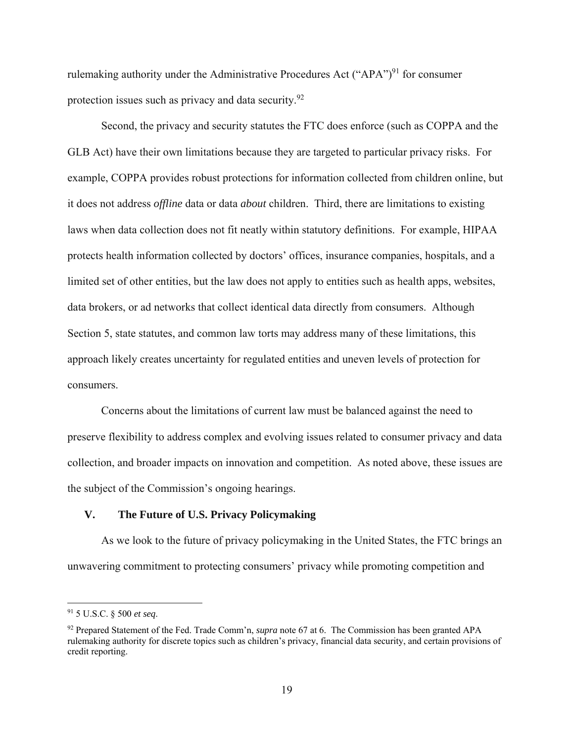rulemaking authority under the Administrative Procedures Act ("APA")[91] for consumer protection issues such as privacy and data security.[92]

Second, the privacy and security statutes the FTC does enforce (such as COPPA and the GLB Act) have their own limitations because they are targeted to particular privacy risks. For example, COPPA provides robust protections for information collected from children online, but it does not address *offline* data or data *about* children. Third, there are limitations to existing laws when data collection does not fit neatly within statutory definitions. For example, HIPAA protects health information collected by doctors' offices, insurance companies, hospitals, and a limited set of other entities, but the law does not apply to entities such as health apps, websites, data brokers, or ad networks that collect identical data directly from consumers. Although Section 5, state statutes, and common law torts may address many of these limitations, this approach likely creates uncertainty for regulated entities and uneven levels of protection for consumers.

Concerns about the limitations of current law must be balanced against the need to preserve flexibility to address complex and evolving issues related to consumer privacy and data collection, and broader impacts on innovation and competition. As noted above, these issues are the subject of the Commission's ongoing hearings.

## V. The Future of U.S. Privacy Policymaking

As we look to the future of privacy policymaking in the United States, the FTC brings an unwavering commitment to protecting consumers' privacy while promoting competition and

---

[91] 5 U.S.C. § 500 *et seq*.

[92] Prepared Statement of the Fed. Trade Comm'n, *supra* note 67 at 6. The Commission has been granted APA rulemaking authority for discrete topics such as children's privacy, financial data security, and certain provisions of credit reporting.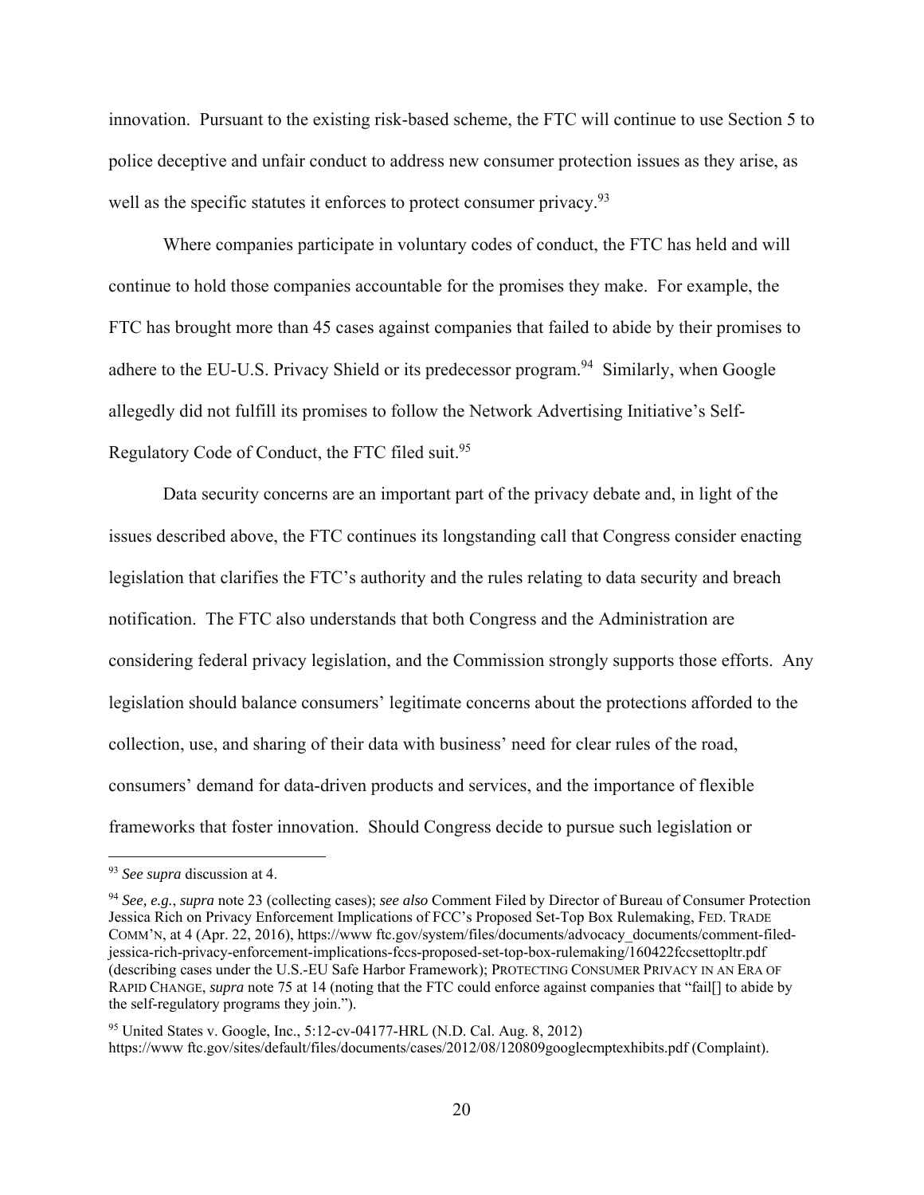innovation. Pursuant to the existing risk-based scheme, the FTC will continue to use Section 5 to police deceptive and unfair conduct to address new consumer protection issues as they arise, as well as the specific statutes it enforces to protect consumer privacy.[93]

Where companies participate in voluntary codes of conduct, the FTC has held and will continue to hold those companies accountable for the promises they make. For example, the FTC has brought more than 45 cases against companies that failed to abide by their promises to adhere to the EU-U.S. Privacy Shield or its predecessor program.[94] Similarly, when Google allegedly did not fulfill its promises to follow the Network Advertising Initiative's Self-Regulatory Code of Conduct, the FTC filed suit.[95]

Data security concerns are an important part of the privacy debate and, in light of the issues described above, the FTC continues its longstanding call that Congress consider enacting legislation that clarifies the FTC's authority and the rules relating to data security and breach notification. The FTC also understands that both Congress and the Administration are considering federal privacy legislation, and the Commission strongly supports those efforts. Any legislation should balance consumers' legitimate concerns about the protections afforded to the collection, use, and sharing of their data with business' need for clear rules of the road, consumers' demand for data-driven products and services, and the importance of flexible frameworks that foster innovation. Should Congress decide to pursue such legislation or

---

[93] *See supra* discussion at 4.

[94] *See, e.g.*, *supra* note 23 (collecting cases); *see also* Comment Filed by Director of Bureau of Consumer Protection Jessica Rich on Privacy Enforcement Implications of FCC's Proposed Set-Top Box Rulemaking, FED. TRADE COMM'N, at 4 (Apr. 22, 2016), https://www ftc.gov/system/files/documents/advocacy_documents/comment-filed-jessica-rich-privacy-enforcement-implications-fccs-proposed-set-top-box-rulemaking/160422fccsettopltr.pdf (describing cases under the U.S.-EU Safe Harbor Framework); PROTECTING CONSUMER PRIVACY IN AN ERA OF RAPID CHANGE, *supra* note 75 at 14 (noting that the FTC could enforce against companies that "fail[] to abide by the self-regulatory programs they join.").

[95] United States v. Google, Inc., 5:12-cv-04177-HRL (N.D. Cal. Aug. 8, 2012) https://www ftc.gov/sites/default/files/documents/cases/2012/08/120809googlecmptexhibits.pdf (Complaint).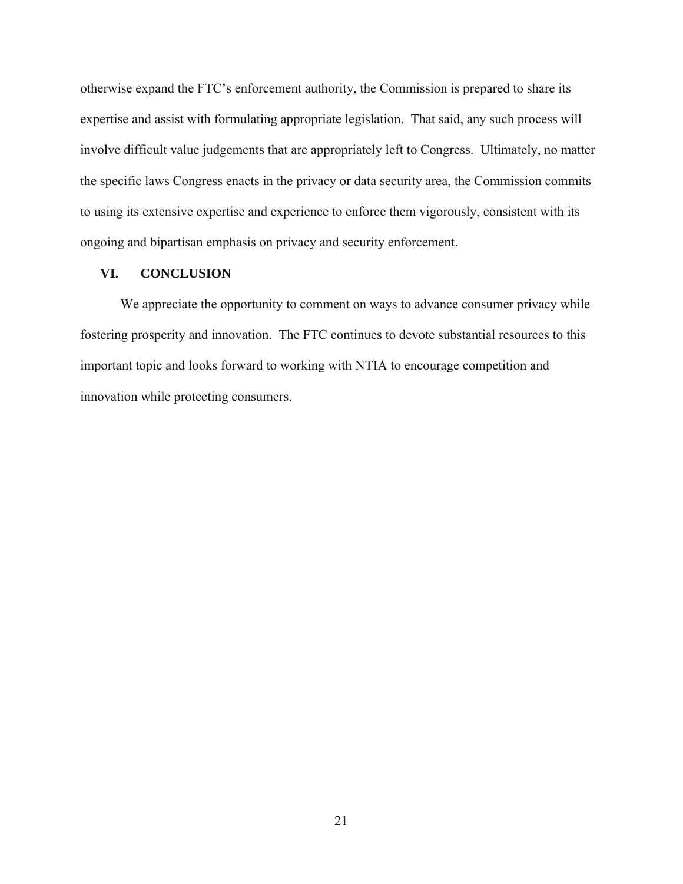otherwise expand the FTC's enforcement authority, the Commission is prepared to share its expertise and assist with formulating appropriate legislation. That said, any such process will involve difficult value judgements that are appropriately left to Congress. Ultimately, no matter the specific laws Congress enacts in the privacy or data security area, the Commission commits to using its extensive expertise and experience to enforce them vigorously, consistent with its ongoing and bipartisan emphasis on privacy and security enforcement.

## VI. CONCLUSION

We appreciate the opportunity to comment on ways to advance consumer privacy while fostering prosperity and innovation. The FTC continues to devote substantial resources to this important topic and looks forward to working with NTIA to encourage competition and innovation while protecting consumers.